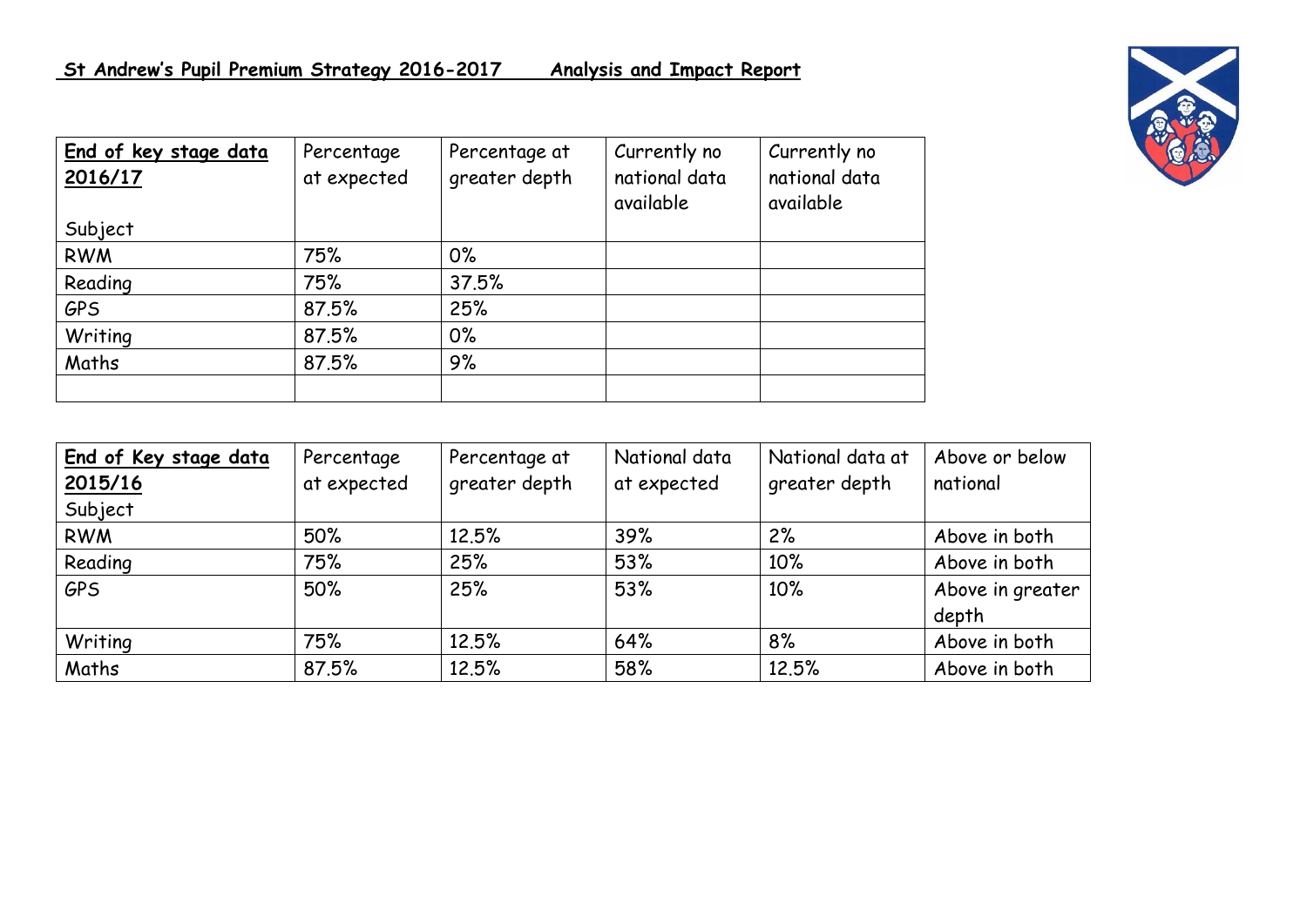# St Andrew's Pupil Premium Strategy 2016-2017 Analysis and Impact Report

| **End of key stage data 2016/17** Subject | Percentage at expected | Percentage at greater depth | Currently no national data available | Currently no national data available |
|---|---|---|---|---|
| RWM | 75% | 0% | | |
| Reading | 75% | 37.5% | | |
| GPS | 87.5% | 25% | | |
| Writing | 87.5% | 0% | | |
| Maths | 87.5% | 9% | | |
| | | | | |

| **End of Key stage data 2015/16** Subject | Percentage at expected | Percentage at greater depth | National data at expected | National data at greater depth | Above or below national |
|---|---|---|---|---|---|
| RWM | 50% | 12.5% | 39% | 2% | Above in both |
| Reading | 75% | 25% | 53% | 10% | Above in both |
| GPS | 50% | 25% | 53% | 10% | Above in greater depth |
| Writing | 75% | 12.5% | 64% | 8% | Above in both |
| Maths | 87.5% | 12.5% | 58% | 12.5% | Above in both |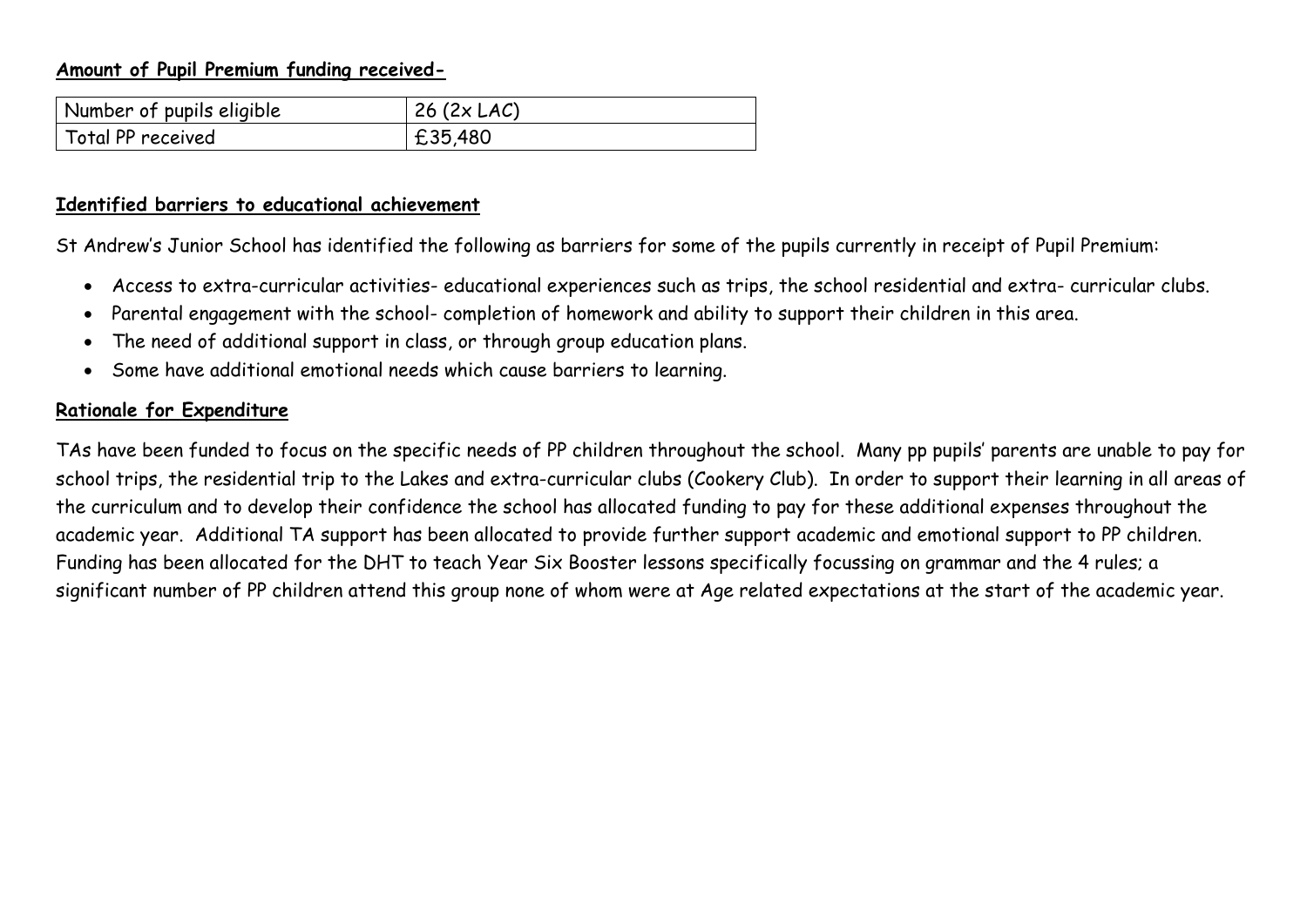**Amount of Pupil Premium funding received-**

| Number of pupils eligible | 26 (2x LAC) |
| --- | --- |
| Total PP received | £35,480 |

**Identified barriers to educational achievement**

St Andrew's Junior School has identified the following as barriers for some of the pupils currently in receipt of Pupil Premium:

- Access to extra-curricular activities- educational experiences such as trips, the school residential and extra- curricular clubs.
- Parental engagement with the school- completion of homework and ability to support their children in this area.
- The need of additional support in class, or through group education plans.
- Some have additional emotional needs which cause barriers to learning.

**Rationale for Expenditure**

TAs have been funded to focus on the specific needs of PP children throughout the school. Many pp pupils' parents are unable to pay for school trips, the residential trip to the Lakes and extra-curricular clubs (Cookery Club). In order to support their learning in all areas of the curriculum and to develop their confidence the school has allocated funding to pay for these additional expenses throughout the academic year. Additional TA support has been allocated to provide further support academic and emotional support to PP children. Funding has been allocated for the DHT to teach Year Six Booster lessons specifically focussing on grammar and the 4 rules; a significant number of PP children attend this group none of whom were at Age related expectations at the start of the academic year.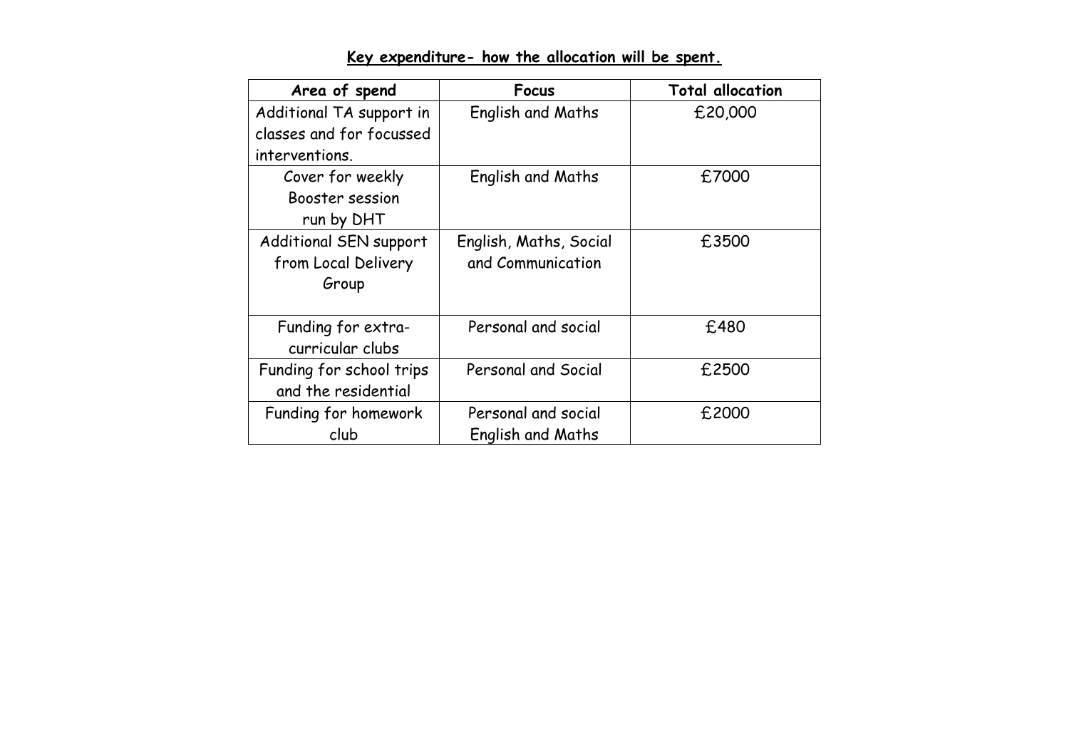**Key expenditure- how the allocation will be spent.**

| Area of spend | Focus | Total allocation |
|---|---|---|
| Additional TA support in classes and for focussed interventions. | English and Maths | £20,000 |
| Cover for weekly Booster session run by DHT | English and Maths | £7000 |
| Additional SEN support from Local Delivery Group | English, Maths, Social and Communication | £3500 |
| Funding for extra-curricular clubs | Personal and social | £480 |
| Funding for school trips and the residential | Personal and Social | £2500 |
| Funding for homework club | Personal and social English and Maths | £2000 |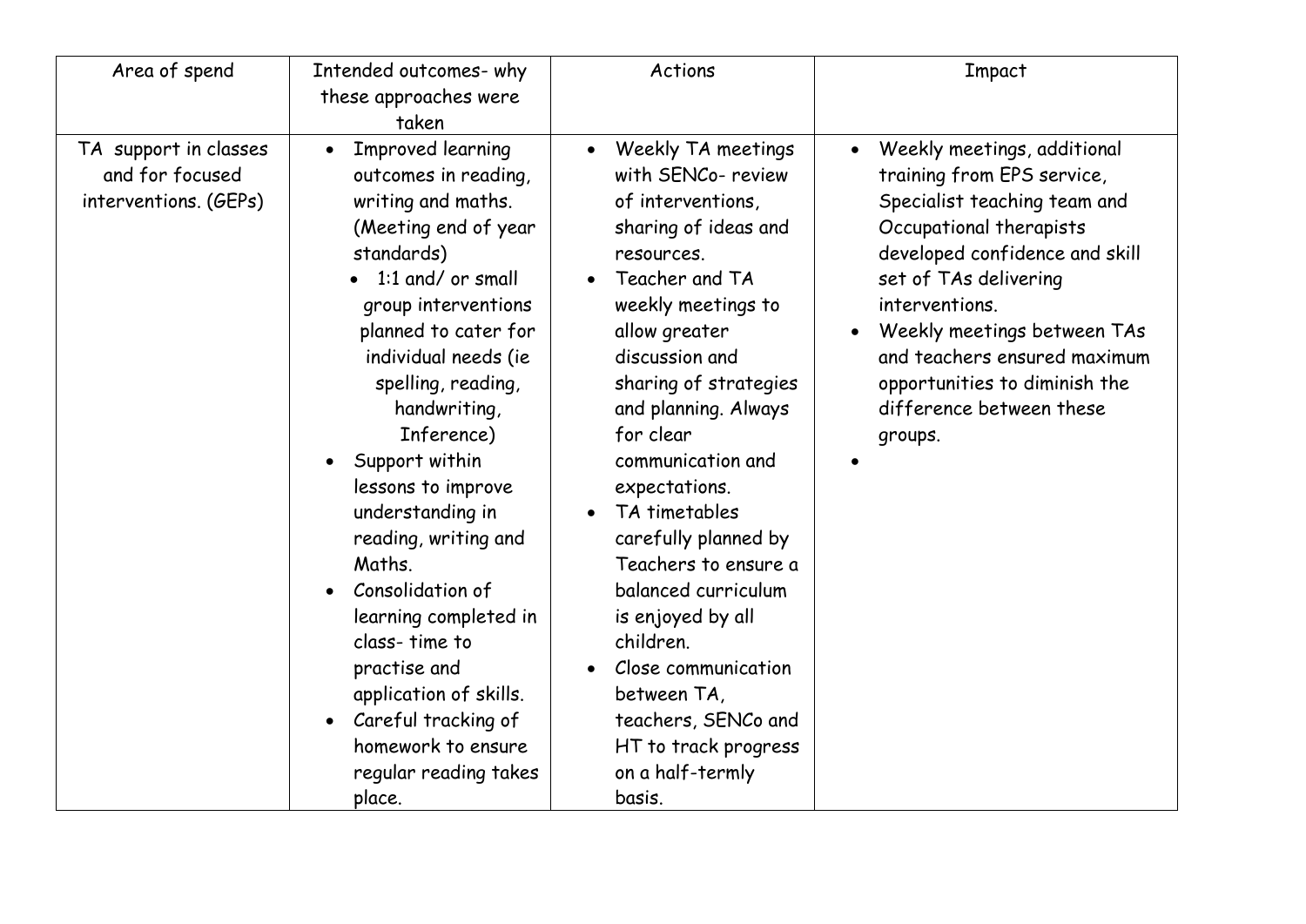| Area of spend | Intended outcomes- why these approaches were taken | Actions | Impact |
|---|---|---|---|
| TA support in classes and for focused interventions. (GEPs) | • Improved learning outcomes in reading, writing and maths. (Meeting end of year standards)<br>• 1:1 and/ or small group interventions planned to cater for individual needs (ie spelling, reading, handwriting, Inference)<br>• Support within lessons to improve understanding in reading, writing and Maths.<br>• Consolidation of learning completed in class- time to practise and application of skills.<br>• Careful tracking of homework to ensure regular reading takes place. | • Weekly TA meetings with SENCo- review of interventions, sharing of ideas and resources.<br>• Teacher and TA weekly meetings to allow greater discussion and sharing of strategies and planning. Always for clear communication and expectations.<br>• TA timetables carefully planned by Teachers to ensure a balanced curriculum is enjoyed by all children.<br>• Close communication between TA, teachers, SENCo and HT to track progress on a half-termly basis. | • Weekly meetings, additional training from EPS service, Specialist teaching team and Occupational therapists developed confidence and skill set of TAs delivering interventions.<br>• Weekly meetings between TAs and teachers ensured maximum opportunities to diminish the difference between these groups.<br>• |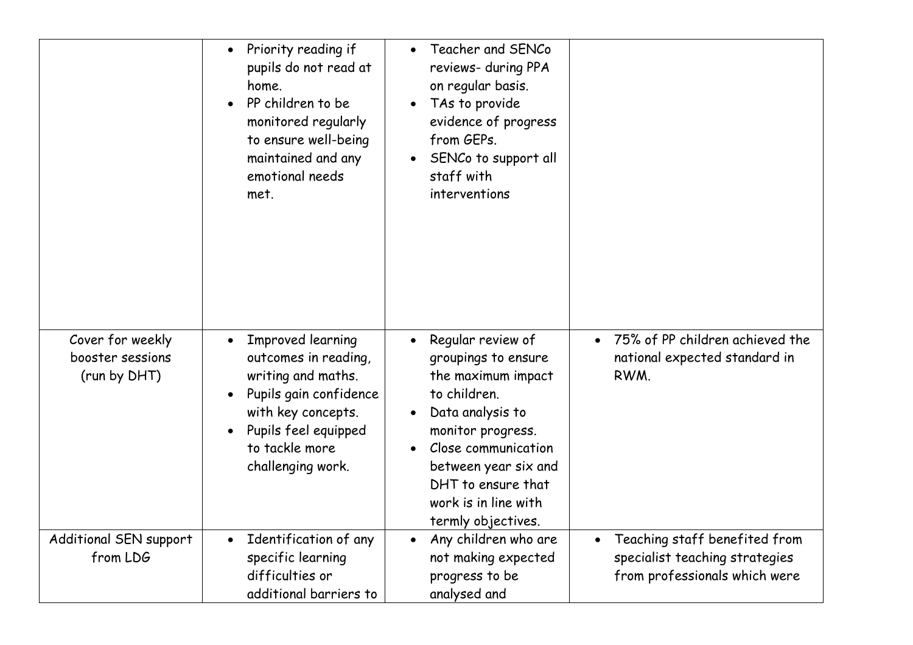| | | | |
|---|---|---|---|
| | • Priority reading if pupils do not read at home.<br>• PP children to be monitored regularly to ensure well-being maintained and any emotional needs met. | • Teacher and SENCo reviews- during PPA on regular basis.<br>• TAs to provide evidence of progress from GEPs.<br>• SENCo to support all staff with interventions | |
| Cover for weekly booster sessions (run by DHT) | • Improved learning outcomes in reading, writing and maths.<br>• Pupils gain confidence with key concepts.<br>• Pupils feel equipped to tackle more challenging work. | • Regular review of groupings to ensure the maximum impact to children.<br>• Data analysis to monitor progress.<br>• Close communication between year six and DHT to ensure that work is in line with termly objectives. | • 75% of PP children achieved the national expected standard in RWM. |
| Additional SEN support from LDG | • Identification of any specific learning difficulties or additional barriers to | • Any children who are not making expected progress to be analysed and | • Teaching staff benefited from specialist teaching strategies from professionals which were |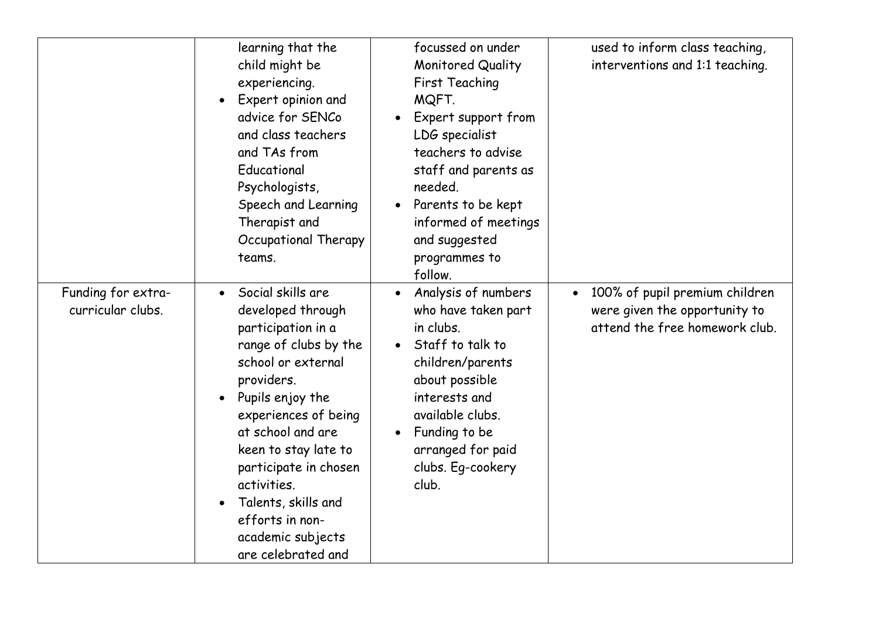| | | | |
|---|---|---|---|
| | learning that the child might be experiencing.<br>• Expert opinion and advice for SENCo and class teachers and TAs from Educational Psychologists, Speech and Learning Therapist and Occupational Therapy teams. | focussed on under Monitored Quality First Teaching MQFT.<br>• Expert support from LDG specialist teachers to advise staff and parents as needed.<br>• Parents to be kept informed of meetings and suggested programmes to follow. | used to inform class teaching, interventions and 1:1 teaching. |
| Funding for extra-curricular clubs. | • Social skills are developed through participation in a range of clubs by the school or external providers.<br>• Pupils enjoy the experiences of being at school and are keen to stay late to participate in chosen activities.<br>• Talents, skills and efforts in non-academic subjects are celebrated and | • Analysis of numbers who have taken part in clubs.<br>• Staff to talk to children/parents about possible interests and available clubs.<br>• Funding to be arranged for paid clubs. Eg-cookery club. | • 100% of pupil premium children were given the opportunity to attend the free homework club. |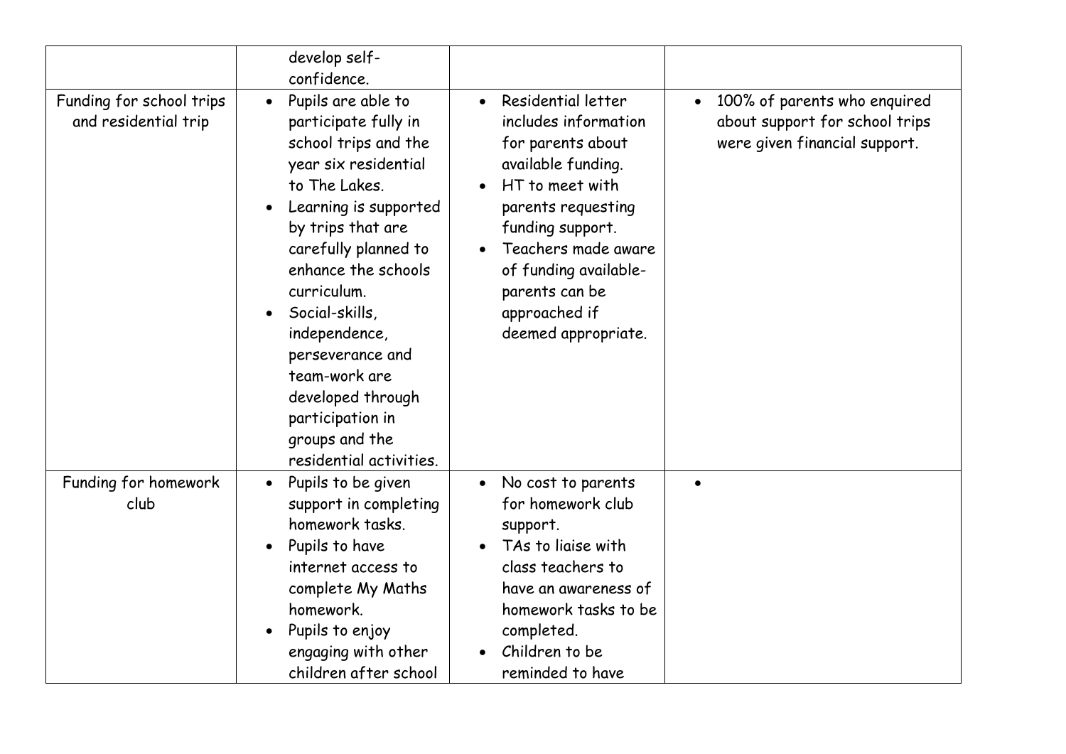| | | | |
|---|---|---|---|
| | develop self-confidence. | | |
| Funding for school trips and residential trip | • Pupils are able to participate fully in school trips and the year six residential to The Lakes.<br>• Learning is supported by trips that are carefully planned to enhance the schools curriculum.<br>• Social-skills, independence, perseverance and team-work are developed through participation in groups and the residential activities. | • Residential letter includes information for parents about available funding.<br>• HT to meet with parents requesting funding support.<br>• Teachers made aware of funding available-parents can be approached if deemed appropriate. | • 100% of parents who enquired about support for school trips were given financial support. |
| Funding for homework club | • Pupils to be given support in completing homework tasks.<br>• Pupils to have internet access to complete My Maths homework.<br>• Pupils to enjoy engaging with other children after school | • No cost to parents for homework club support.<br>• TAs to liaise with class teachers to have an awareness of homework tasks to be completed.<br>• Children to be reminded to have | • |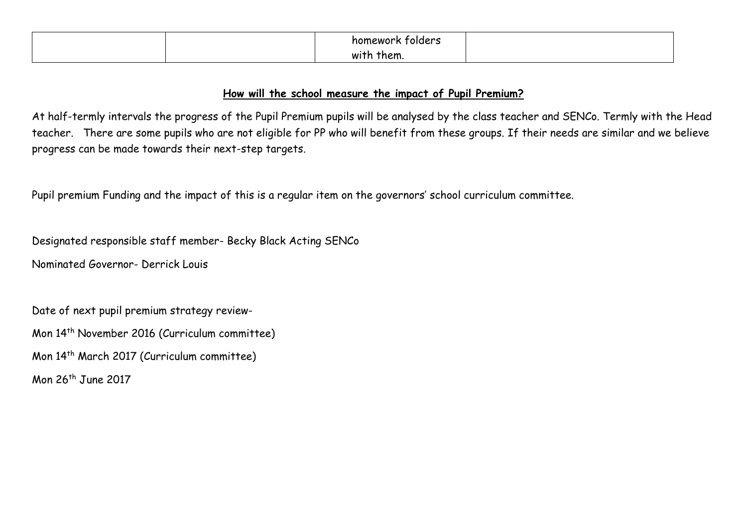| | | | |
|---|---|---|---|
| | | homework folders with them. | |

## How will the school measure the impact of Pupil Premium?

At half-termly intervals the progress of the Pupil Premium pupils will be analysed by the class teacher and SENCo. Termly with the Head teacher. There are some pupils who are not eligible for PP who will benefit from these groups. If their needs are similar and we believe progress can be made towards their next-step targets.

Pupil premium Funding and the impact of this is a regular item on the governors' school curriculum committee.

Designated responsible staff member- Becky Black Acting SENCo

Nominated Governor- Derrick Louis

Date of next pupil premium strategy review-

Mon 14th November 2016 (Curriculum committee)

Mon 14th March 2017 (Curriculum committee)

Mon 26th June 2017